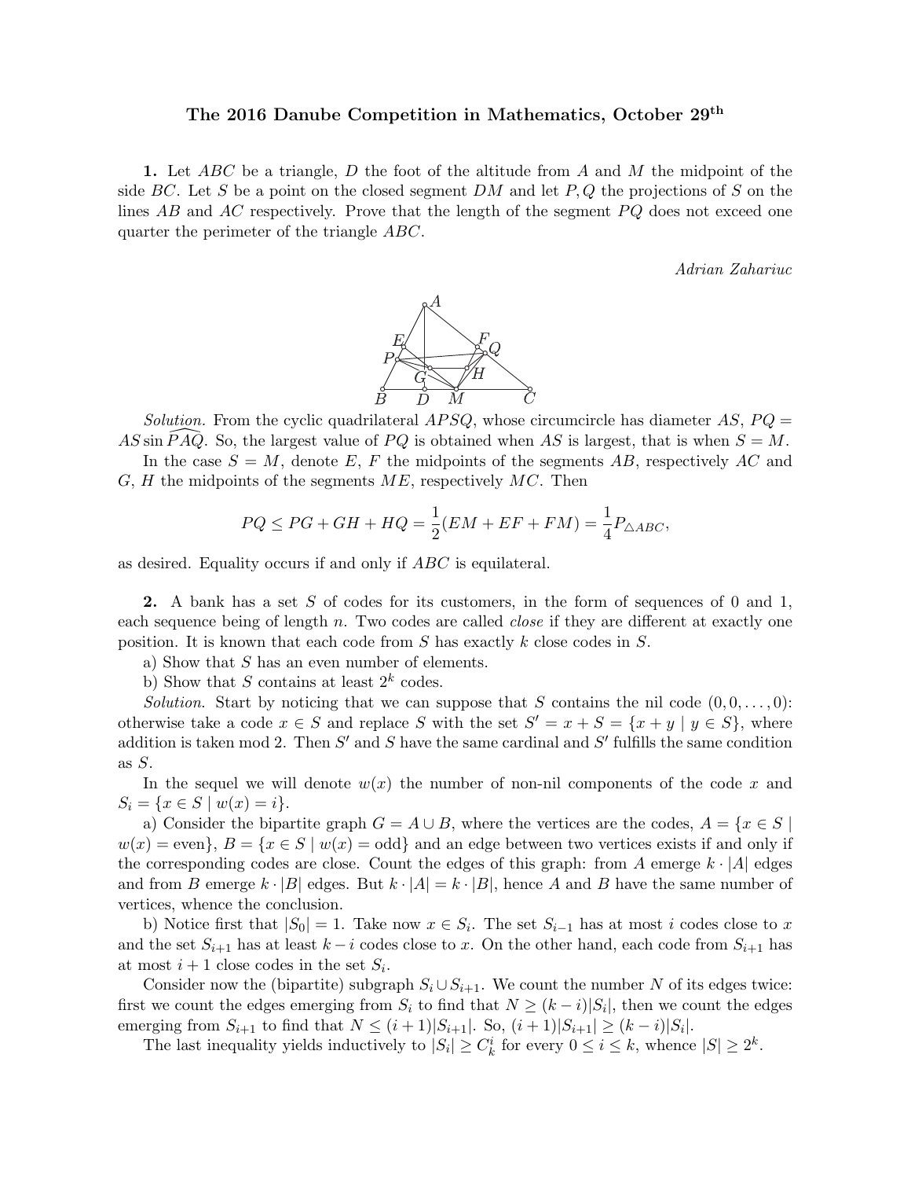# The 2016 Danube Competition in Mathematics, October 29$^{\text{th}}$

**1.** Let $ABC$ be a triangle, $D$ the foot of the altitude from $A$ and $M$ the midpoint of the side $BC$. Let $S$ be a point on the closed segment $DM$ and let $P, Q$ the projections of $S$ on the lines $AB$ and $AC$ respectively. Prove that the length of the segment $PQ$ does not exceed one quarter the perimeter of the triangle $ABC$.

*Adrian Zahariuc*

*Solution.* From the cyclic quadrilateral $APSQ$, whose circumcircle has diameter $AS$, $PQ = AS \sin \widehat{PAQ}$. So, the largest value of $PQ$ is obtained when $AS$ is largest, that is when $S = M$.

In the case $S = M$, denote $E$, $F$ the midpoints of the segments $AB$, respectively $AC$ and $G$, $H$ the midpoints of the segments $ME$, respectively $MC$. Then

$$PQ \leq PG + GH + HQ = \frac{1}{2}(EM + EF + FM) = \frac{1}{4}P_{\triangle ABC},$$

as desired. Equality occurs if and only if $ABC$ is equilateral.

**2.** A bank has a set $S$ of codes for its customers, in the form of sequences of 0 and 1, each sequence being of length $n$. Two codes are called *close* if they are different at exactly one position. It is known that each code from $S$ has exactly $k$ close codes in $S$.

a) Show that $S$ has an even number of elements.

b) Show that $S$ contains at least $2^k$ codes.

*Solution.* Start by noticing that we can suppose that $S$ contains the nil code $(0, 0, \ldots, 0)$: otherwise take a code $x \in S$ and replace $S$ with the set $S' = x + S = \{x + y \mid y \in S\}$, where addition is taken mod 2. Then $S'$ and $S$ have the same cardinal and $S'$ fulfills the same condition as $S$.

In the sequel we will denote $w(x)$ the number of non-nil components of the code $x$ and $S_i = \{x \in S \mid w(x) = i\}$.

a) Consider the bipartite graph $G = A \cup B$, where the vertices are the codes, $A = \{x \in S \mid w(x) = \text{even}\}$, $B = \{x \in S \mid w(x) = \text{odd}\}$ and an edge between two vertices exists if and only if the corresponding codes are close. Count the edges of this graph: from $A$ emerge $k \cdot |A|$ edges and from $B$ emerge $k \cdot |B|$ edges. But $k \cdot |A| = k \cdot |B|$, hence $A$ and $B$ have the same number of vertices, whence the conclusion.

b) Notice first that $|S_0| = 1$. Take now $x \in S_i$. The set $S_{i-1}$ has at most $i$ codes close to $x$ and the set $S_{i+1}$ has at least $k - i$ codes close to $x$. On the other hand, each code from $S_{i+1}$ has at most $i + 1$ close codes in the set $S_i$.

Consider now the (bipartite) subgraph $S_i \cup S_{i+1}$. We count the number $N$ of its edges twice: first we count the edges emerging from $S_i$ to find that $N \geq (k - i)|S_i|$, then we count the edges emerging from $S_{i+1}$ to find that $N \leq (i + 1)|S_{i+1}|$. So, $(i + 1)|S_{i+1}| \geq (k - i)|S_i|$.

The last inequality yields inductively to $|S_i| \geq C_k^i$ for every $0 \leq i \leq k$, whence $|S| \geq 2^k$.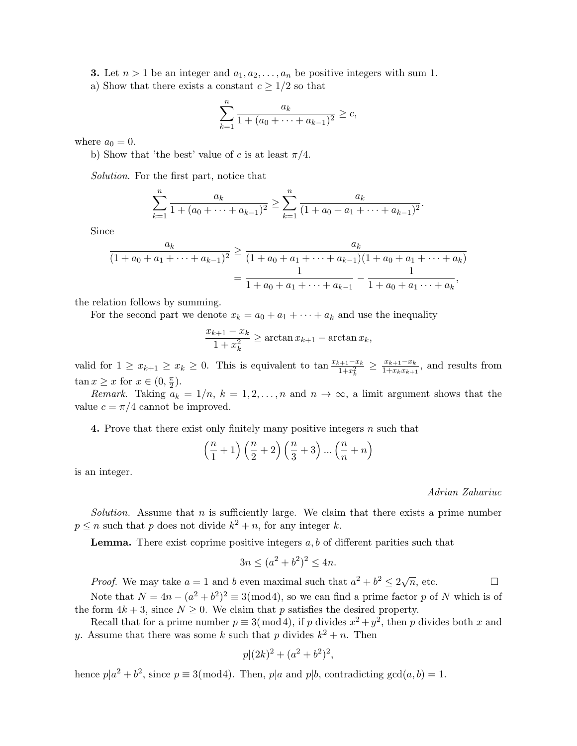**3.** Let $n > 1$ be an integer and $a_1, a_2, \ldots, a_n$ be positive integers with sum 1.

a) Show that there exists a constant $c \geq 1/2$ so that

$$\sum_{k=1}^{n} \frac{a_k}{1 + (a_0 + \cdots + a_{k-1})^2} \geq c,$$

where $a_0 = 0$.

b) Show that 'the best' value of $c$ is at least $\pi/4$.

*Solution.* For the first part, notice that

$$\sum_{k=1}^{n} \frac{a_k}{1 + (a_0 + \cdots + a_{k-1})^2} \geq \sum_{k=1}^{n} \frac{a_k}{(1 + a_0 + a_1 + \cdots + a_{k-1})^2}.$$

Since

$$\begin{aligned}
\frac{a_k}{(1 + a_0 + a_1 + \cdots + a_{k-1})^2} &\geq \frac{a_k}{(1 + a_0 + a_1 + \cdots + a_{k-1})(1 + a_0 + a_1 + \cdots + a_k)} \\
&= \frac{1}{1 + a_0 + a_1 + \cdots + a_{k-1}} - \frac{1}{1 + a_0 + a_1 \cdots + a_k},
\end{aligned}$$

the relation follows by summing.

For the second part we denote $x_k = a_0 + a_1 + \cdots + a_k$ and use the inequality

$$\frac{x_{k+1} - x_k}{1 + x_k^2} \geq \arctan x_{k+1} - \arctan x_k,$$

valid for $1 \geq x_{k+1} \geq x_k \geq 0$. This is equivalent to $\tan \frac{x_{k+1} - x_k}{1 + x_k^2} \geq \frac{x_{k+1} - x_k}{1 + x_k x_{k+1}}$, and results from $\tan x \geq x$ for $x \in (0, \frac{\pi}{2})$.

*Remark.* Taking $a_k = 1/n$, $k = 1, 2, \ldots, n$ and $n \to \infty$, a limit argument shows that the value $c = \pi/4$ cannot be improved.

**4.** Prove that there exist only finitely many positive integers $n$ such that

$$\left(\frac{n}{1} + 1\right)\left(\frac{n}{2} + 2\right)\left(\frac{n}{3} + 3\right) \ldots \left(\frac{n}{n} + n\right)$$

is an integer.

*Adrian Zahariuc*

*Solution.* Assume that $n$ is sufficiently large. We claim that there exists a prime number $p \leq n$ such that $p$ does not divide $k^2 + n$, for any integer $k$.

**Lemma.** There exist coprime positive integers $a, b$ of different parities such that

$$3n \leq (a^2 + b^2)^2 \leq 4n.$$

*Proof.* We may take $a = 1$ and $b$ even maximal such that $a^2 + b^2 \leq 2\sqrt{n}$, etc. □

Note that $N = 4n - (a^2 + b^2)^2 \equiv 3 (\bmod 4)$, so we can find a prime factor $p$ of $N$ which is of the form $4k + 3$, since $N \geq 0$. We claim that $p$ satisfies the desired property.

Recall that for a prime number $p \equiv 3 (\bmod 4)$, if $p$ divides $x^2 + y^2$, then $p$ divides both $x$ and $y$. Assume that there was some $k$ such that $p$ divides $k^2 + n$. Then

$$p | (2k)^2 + (a^2 + b^2)^2,$$

hence $p | a^2 + b^2$, since $p \equiv 3 (\bmod 4)$. Then, $p | a$ and $p | b$, contradicting $\gcd(a, b) = 1$.